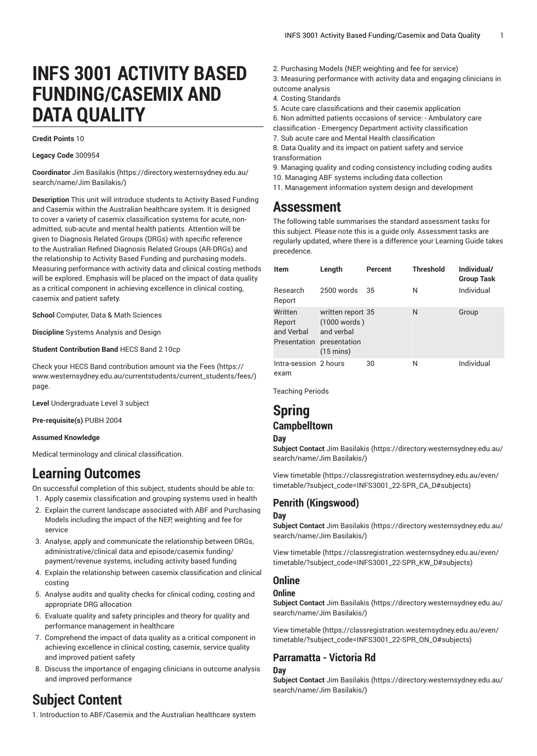# INFS 3001 ACTIVITY BASED FUNDING/CASEMIX AND DATA QUALITY

**Credit Points** 10

**Legacy Code** 300954

**Coordinator** Jim Basilakis (https://directory.westernsydney.edu.au/search/name/Jim Basilakis/)

**Description** This unit will introduce students to Activity Based Funding and Casemix within the Australian healthcare system. It is designed to cover a variety of casemix classification systems for acute, non-admitted, sub-acute and mental health patients. Attention will be given to Diagnosis Related Groups (DRGs) with specific reference to the Australian Refined Diagnosis Related Groups (AR-DRGs) and the relationship to Activity Based Funding and purchasing models. Measuring performance with activity data and clinical costing methods will be explored. Emphasis will be placed on the impact of data quality as a critical component in achieving excellence in clinical costing, casemix and patient safety.

**School** Computer, Data & Math Sciences

**Discipline** Systems Analysis and Design

**Student Contribution Band** HECS Band 2 10cp

Check your HECS Band contribution amount via the Fees (https://www.westernsydney.edu.au/currentstudents/current_students/fees/) page.

**Level** Undergraduate Level 3 subject

**Pre-requisite(s)** PUBH 2004

**Assumed Knowledge**

Medical terminology and clinical classification.

## Learning Outcomes

On successful completion of this subject, students should be able to:

1. Apply casemix classification and grouping systems used in health
2. Explain the current landscape associated with ABF and Purchasing Models including the impact of the NEP, weighting and fee for service
3. Analyse, apply and communicate the relationship between DRGs, administrative/clinical data and episode/casemix funding/payment/revenue systems, including activity based funding
4. Explain the relationship between casemix classification and clinical costing
5. Analyse audits and quality checks for clinical coding, costing and appropriate DRG allocation
6. Evaluate quality and safety principles and theory for quality and performance management in healthcare
7. Comprehend the impact of data quality as a critical component in achieving excellence in clinical costing, casemix, service quality and improved patient safety
8. Discuss the importance of engaging clinicians in outcome analysis and improved performance

## Subject Content

1. Introduction to ABF/Casemix and the Australian healthcare system
2. Purchasing Models (NEP, weighting and fee for service)
3. Measuring performance with activity data and engaging clinicians in outcome analysis
4. Costing Standards
5. Acute care classifications and their casemix application
6. Non admitted patients occasions of service: - Ambulatory care classification - Emergency Department activity classification
7. Sub acute care and Mental Health classification
8. Data Quality and its impact on patient safety and service transformation
9. Managing quality and coding consistency including coding audits
10. Managing ABF systems including data collection
11. Management information system design and development

## Assessment

The following table summarises the standard assessment tasks for this subject. Please note this is a guide only. Assessment tasks are regularly updated, where there is a difference your Learning Guide takes precedence.

| Item | Length | Percent | Threshold | Individual/ Group Task |
|---|---|---|---|---|
| Research Report | 2500 words | 35 | N | Individual |
| Written Report and Verbal Presentation | written report (1000 words ) and verbal presentation (15 mins) | 35 | N | Group |
| Intra-session exam | 2 hours | 30 | N | Individual |

Teaching Periods

## Spring

### Campbelltown

#### Day

**Subject Contact** Jim Basilakis (https://directory.westernsydney.edu.au/search/name/Jim Basilakis/)

View timetable (https://classregistration.westernsydney.edu.au/even/timetable/?subject_code=INFS3001_22-SPR_CA_D#subjects)

### Penrith (Kingswood)

#### Day

**Subject Contact** Jim Basilakis (https://directory.westernsydney.edu.au/search/name/Jim Basilakis/)

View timetable (https://classregistration.westernsydney.edu.au/even/timetable/?subject_code=INFS3001_22-SPR_KW_D#subjects)

### Online

#### Online

**Subject Contact** Jim Basilakis (https://directory.westernsydney.edu.au/search/name/Jim Basilakis/)

View timetable (https://classregistration.westernsydney.edu.au/even/timetable/?subject_code=INFS3001_22-SPR_ON_O#subjects)

### Parramatta - Victoria Rd

#### Day

**Subject Contact** Jim Basilakis (https://directory.westernsydney.edu.au/search/name/Jim Basilakis/)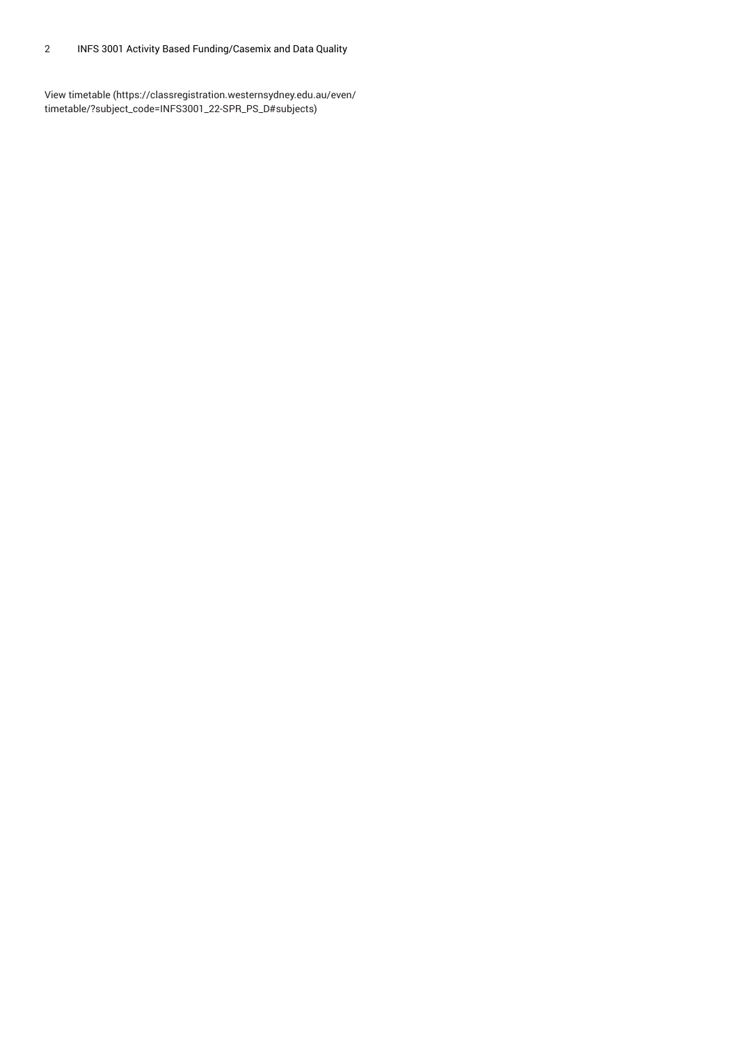View timetable (https://classregistration.westernsydney.edu.au/even/timetable/?subject_code=INFS3001_22-SPR_PS_D#subjects)